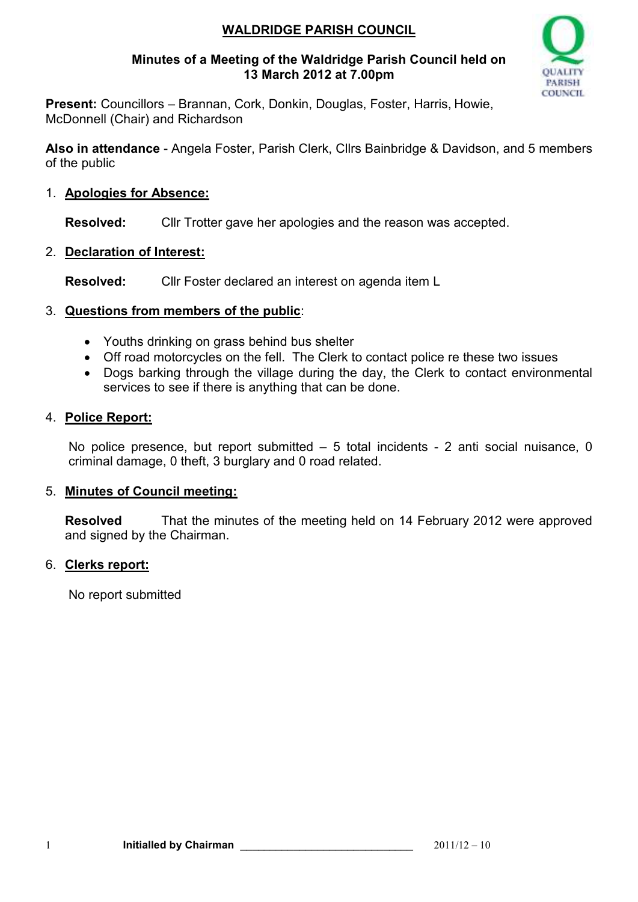# WALDRIDGE PARISH COUNCIL

**Minutes of a Meeting of the Waldridge Parish Council held on 13 March 2012 at 7.00pm**

**Present:** Councillors – Brannan, Cork, Donkin, Douglas, Foster, Harris, Howie, McDonnell (Chair) and Richardson

**Also in attendance** - Angela Foster, Parish Clerk, Cllrs Bainbridge & Davidson, and 5 members of the public

1. **Apologies for Absence:**

   **Resolved:** Cllr Trotter gave her apologies and the reason was accepted.

2. **Declaration of Interest:**

   **Resolved:** Cllr Foster declared an interest on agenda item L

3. **Questions from members of the public**:

   - Youths drinking on grass behind bus shelter
   - Off road motorcycles on the fell. The Clerk to contact police re these two issues
   - Dogs barking through the village during the day, the Clerk to contact environmental services to see if there is anything that can be done.

4. **Police Report:**

   No police presence, but report submitted – 5 total incidents - 2 anti social nuisance, 0 criminal damage, 0 theft, 3 burglary and 0 road related.

5. **Minutes of Council meeting:**

   **Resolved** That the minutes of the meeting held on 14 February 2012 were approved and signed by the Chairman.

6. **Clerks report:**

   No report submitted

**Initialled by Chairman** ____________________________ 2011/12 – 10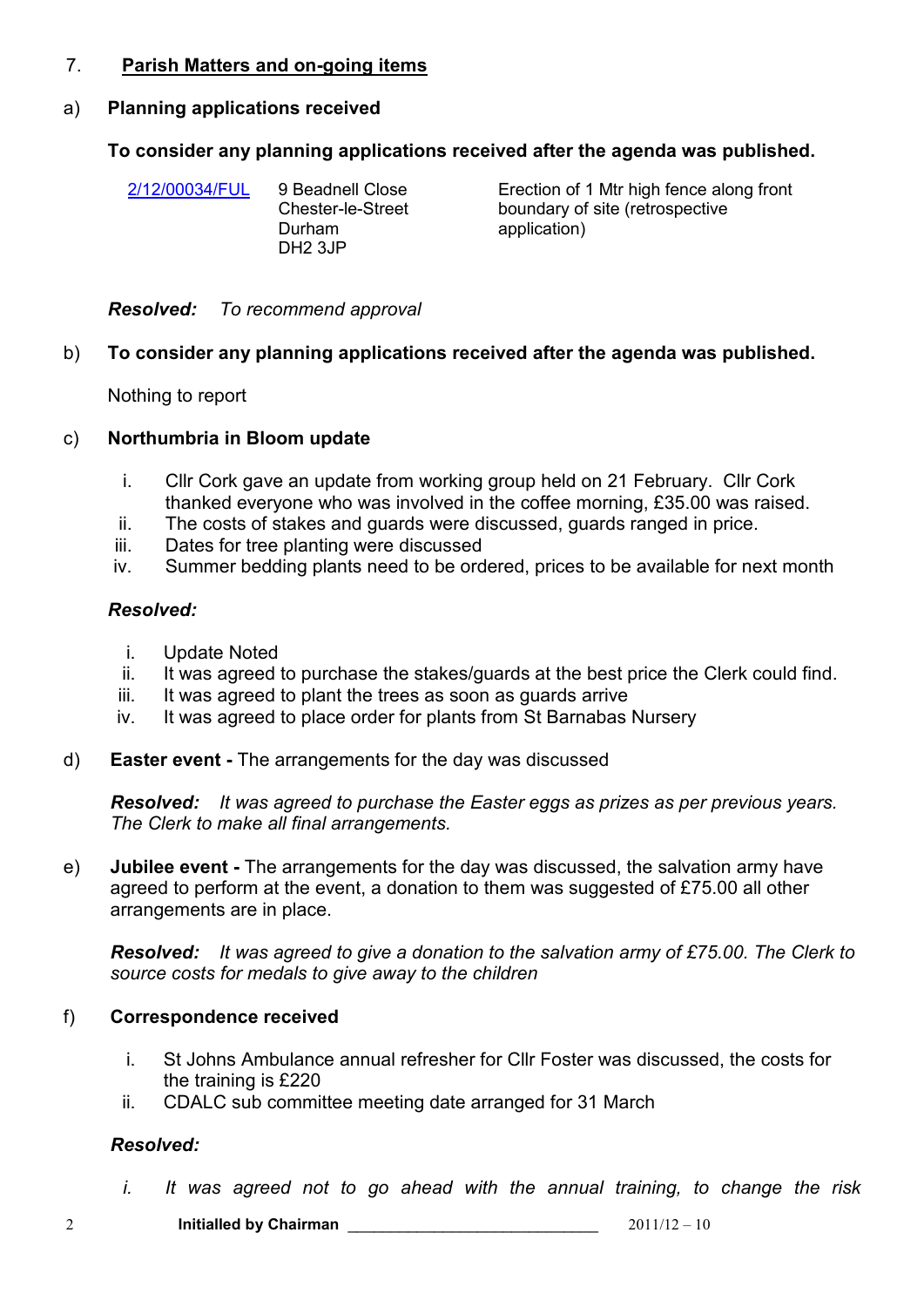## 7. Parish Matters and on-going items

### a) Planning applications received

**To consider any planning applications received after the agenda was published.**

| | | |
|---|---|---|
| 2/12/00034/FUL | 9 Beadnell Close Chester-le-Street Durham DH2 3JP | Erection of 1 Mtr high fence along front boundary of site (retrospective application) |

***Resolved:*** *To recommend approval*

### b) To consider any planning applications received after the agenda was published.

Nothing to report

### c) Northumbria in Bloom update

i. Cllr Cork gave an update from working group held on 21 February. Cllr Cork thanked everyone who was involved in the coffee morning, £35.00 was raised.
ii. The costs of stakes and guards were discussed, guards ranged in price.
iii. Dates for tree planting were discussed
iv. Summer bedding plants need to be ordered, prices to be available for next month

***Resolved:***

i. Update Noted
ii. It was agreed to purchase the stakes/guards at the best price the Clerk could find.
iii. It was agreed to plant the trees as soon as guards arrive
iv. It was agreed to place order for plants from St Barnabas Nursery

### d) **Easter event -** The arrangements for the day was discussed

***Resolved:*** *It was agreed to purchase the Easter eggs as prizes as per previous years. The Clerk to make all final arrangements.*

### e) **Jubilee event -** The arrangements for the day was discussed, the salvation army have agreed to perform at the event, a donation to them was suggested of £75.00 all other arrangements are in place.

***Resolved:*** *It was agreed to give a donation to the salvation army of £75.00. The Clerk to source costs for medals to give away to the children*

### f) Correspondence received

i. St Johns Ambulance annual refresher for Cllr Foster was discussed, the costs for the training is £220
ii. CDALC sub committee meeting date arranged for 31 March

***Resolved:***

*i. It was agreed not to go ahead with the annual training, to change the risk*

Initialled by Chairman ____________________________ 2011/12 – 10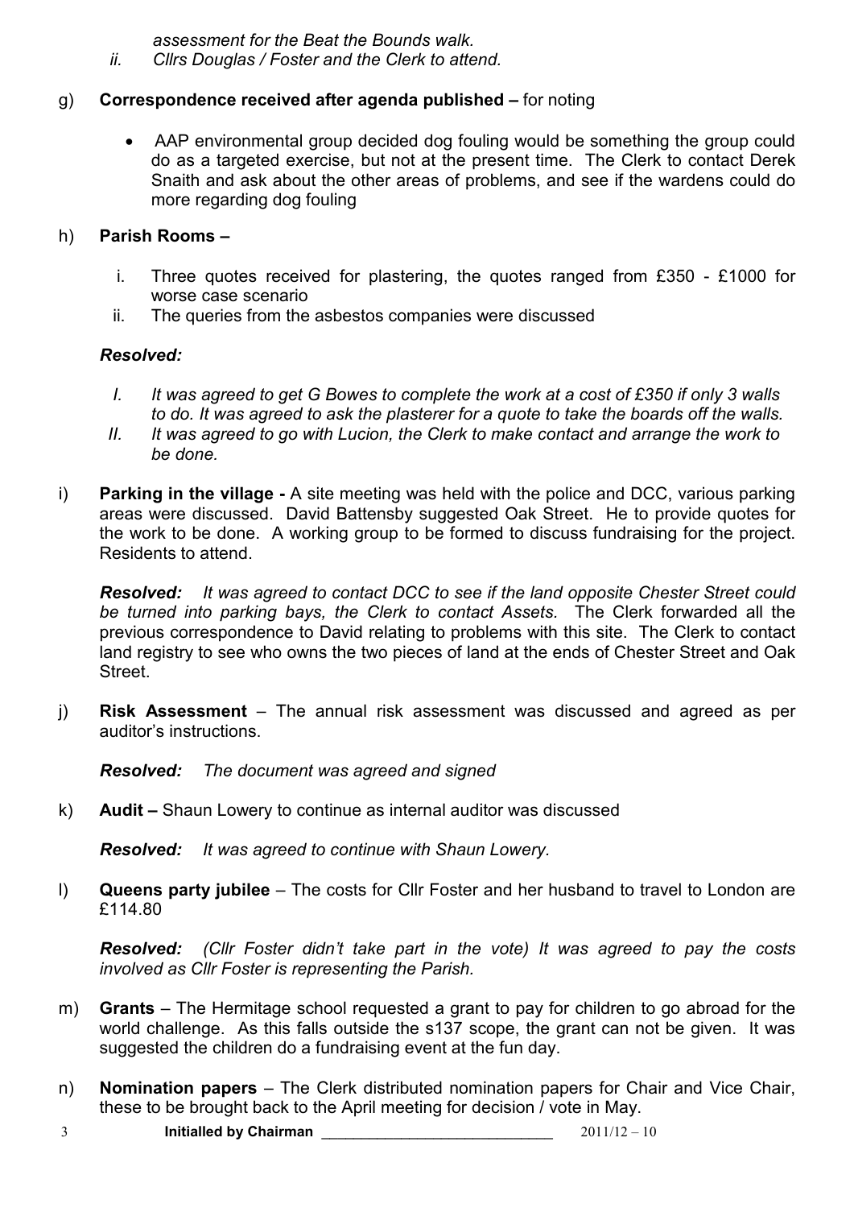*assessment for the Beat the Bounds walk.*

*ii. Cllrs Douglas / Foster and the Clerk to attend.*

g) **Correspondence received after agenda published –** for noting

- AAP environmental group decided dog fouling would be something the group could do as a targeted exercise, but not at the present time. The Clerk to contact Derek Snaith and ask about the other areas of problems, and see if the wardens could do more regarding dog fouling

h) **Parish Rooms –**

i. Three quotes received for plastering, the quotes ranged from £350 - £1000 for worse case scenario

ii. The queries from the asbestos companies were discussed

***Resolved:***

*I. It was agreed to get G Bowes to complete the work at a cost of £350 if only 3 walls to do. It was agreed to ask the plasterer for a quote to take the boards off the walls.*

*II. It was agreed to go with Lucion, the Clerk to make contact and arrange the work to be done.*

i) **Parking in the village -** A site meeting was held with the police and DCC, various parking areas were discussed. David Battensby suggested Oak Street. He to provide quotes for the work to be done. A working group to be formed to discuss fundraising for the project. Residents to attend.

***Resolved:*** *It was agreed to contact DCC to see if the land opposite Chester Street could be turned into parking bays, the Clerk to contact Assets.* The Clerk forwarded all the previous correspondence to David relating to problems with this site. The Clerk to contact land registry to see who owns the two pieces of land at the ends of Chester Street and Oak Street.

j) **Risk Assessment** – The annual risk assessment was discussed and agreed as per auditor's instructions.

***Resolved:*** *The document was agreed and signed*

k) **Audit –** Shaun Lowery to continue as internal auditor was discussed

***Resolved:*** *It was agreed to continue with Shaun Lowery.*

l) **Queens party jubilee** – The costs for Cllr Foster and her husband to travel to London are £114.80

***Resolved:*** *(Cllr Foster didn't take part in the vote) It was agreed to pay the costs involved as Cllr Foster is representing the Parish.*

m) **Grants** – The Hermitage school requested a grant to pay for children to go abroad for the world challenge. As this falls outside the s137 scope, the grant can not be given. It was suggested the children do a fundraising event at the fun day.

n) **Nomination papers** – The Clerk distributed nomination papers for Chair and Vice Chair, these to be brought back to the April meeting for decision / vote in May.

**Initialled by Chairman** \_\_\_\_\_\_\_\_\_\_\_\_\_\_\_\_\_\_\_\_\_\_\_\_\_\_\_\_ 2011/12 – 10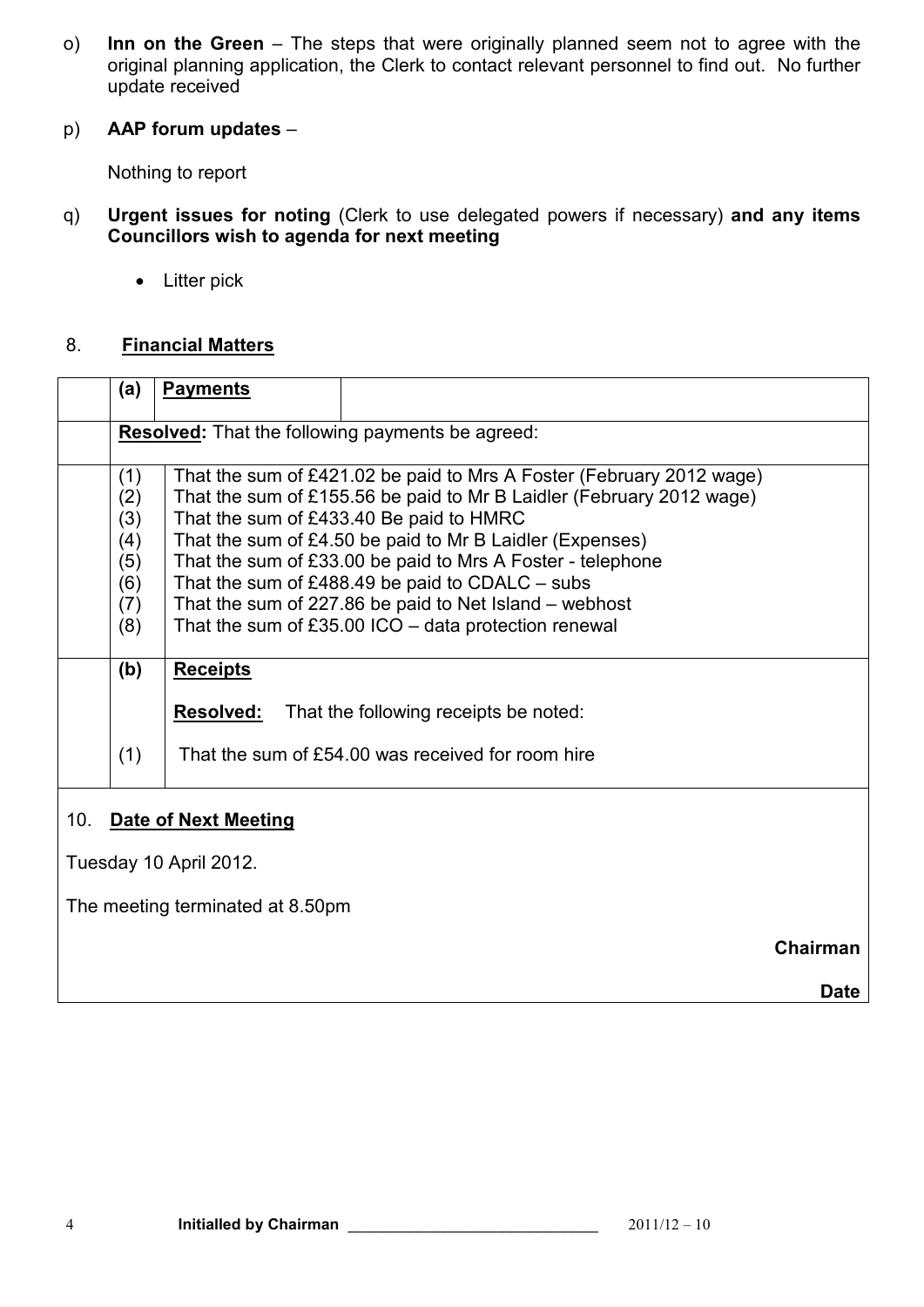o) **Inn on the Green** – The steps that were originally planned seem not to agree with the original planning application, the Clerk to contact relevant personnel to find out. No further update received

p) **AAP forum updates** –

Nothing to report

q) **Urgent issues for noting** (Clerk to use delegated powers if necessary) **and any items Councillors wish to agenda for next meeting**

- Litter pick

## 8. Financial Matters

| | | |
|---|---|---|
| **(a)** | **Payments** | |
| | **Resolved:** That the following payments be agreed: | |
| (1) | That the sum of £421.02 be paid to Mrs A Foster (February 2012 wage) | |
| (2) | That the sum of £155.56 be paid to Mr B Laidler (February 2012 wage) | |
| (3) | That the sum of £433.40 Be paid to HMRC | |
| (4) | That the sum of £4.50 be paid to Mr B Laidler (Expenses) | |
| (5) | That the sum of £33.00 be paid to Mrs A Foster - telephone | |
| (6) | That the sum of £488.49 be paid to CDALC – subs | |
| (7) | That the sum of 227.86 be paid to Net Island – webhost | |
| (8) | That the sum of £35.00 ICO – data protection renewal | |
| **(b)** | **Receipts** | |
| | **Resolved:** That the following receipts be noted: | |
| (1) | That the sum of £54.00 was received for room hire | |

## 10. Date of Next Meeting

Tuesday 10 April 2012.

The meeting terminated at 8.50pm

**Chairman**

**Date**

**Initialled by Chairman** ______________________________ 2011/12 – 10